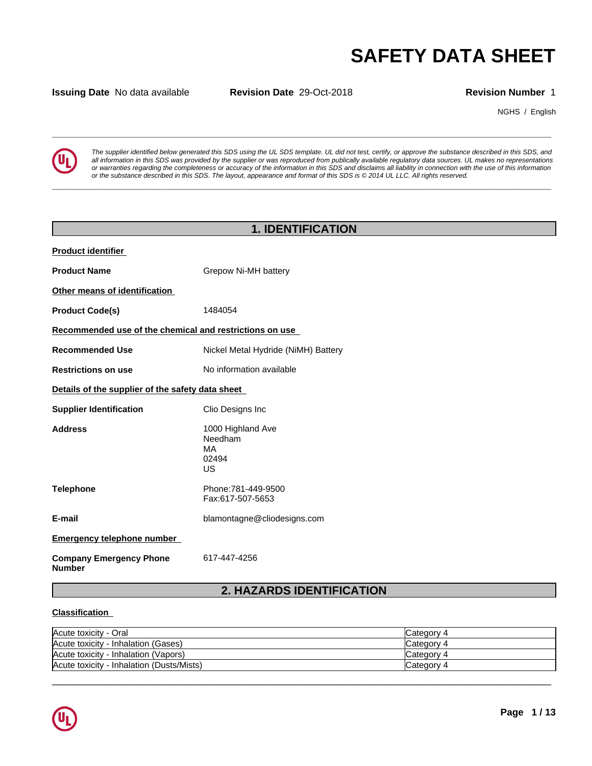# SAFETY DATA SHEET

**Issuing Date** No data available **Revision Date** 29-Oct-2018 **Revision Number** 1

NGHS / English

*The supplier identified below generated this SDS using the UL SDS template. UL did not test, certify, or approve the substance described in this SDS, and all information in this SDS was provided by the supplier or was reproduced from publically available regulatory data sources. UL makes no representations or warranties regarding the completeness or accuracy of the information in this SDS and disclaims all liability in connection with the use of this information or the substance described in this SDS. The layout, appearance and format of this SDS is © 2014 UL LLC. All rights reserved.*

## 1. IDENTIFICATION

**Product identifier**

**Product Name** Grepow Ni-MH battery

**Other means of identification**

**Product Code(s)** 1484054

**Recommended use of the chemical and restrictions on use**

**Recommended Use** Nickel Metal Hydride (NiMH) Battery

**Restrictions on use** No information available

**Details of the supplier of the safety data sheet**

**Supplier Identification** Clio Designs Inc

**Address** 1000 Highland Ave
Needham
MA
02494
US

**Telephone** Phone:781-449-9500
Fax:617-507-5653

**E-mail** blamontagne@cliodesigns.com

**Emergency telephone number**

**Company Emergency Phone Number** 617-447-4256

## 2. HAZARDS IDENTIFICATION

**Classification**

| | |
|---|---|
| Acute toxicity - Oral | Category 4 |
| Acute toxicity - Inhalation (Gases) | Category 4 |
| Acute toxicity - Inhalation (Vapors) | Category 4 |
| Acute toxicity - Inhalation (Dusts/Mists) | Category 4 |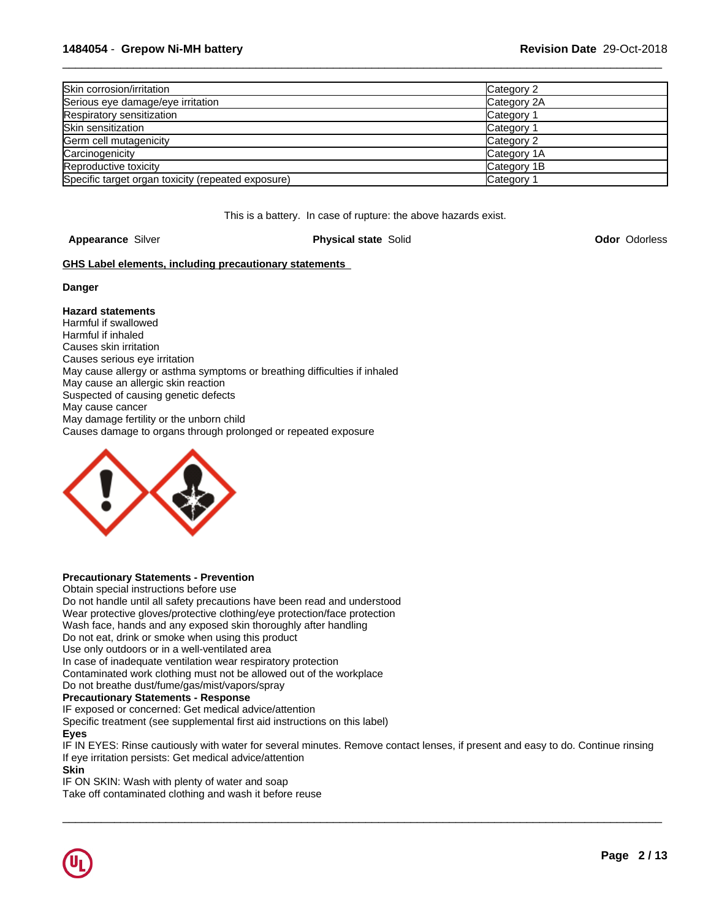| Skin corrosion/irritation | Category 2 |
|---|---|
| Serious eye damage/eye irritation | Category 2A |
| Respiratory sensitization | Category 1 |
| Skin sensitization | Category 1 |
| Germ cell mutagenicity | Category 2 |
| Carcinogenicity | Category 1A |
| Reproductive toxicity | Category 1B |
| Specific target organ toxicity (repeated exposure) | Category 1 |

This is a battery. In case of rupture: the above hazards exist.

**Appearance** Silver **Physical state** Solid **Odor** Odorless

**GHS Label elements, including precautionary statements**

**Danger**

**Hazard statements**
Harmful if swallowed
Harmful if inhaled
Causes skin irritation
Causes serious eye irritation
May cause allergy or asthma symptoms or breathing difficulties if inhaled
May cause an allergic skin reaction
Suspected of causing genetic defects
May cause cancer
May damage fertility or the unborn child
Causes damage to organs through prolonged or repeated exposure

**Precautionary Statements - Prevention**
Obtain special instructions before use
Do not handle until all safety precautions have been read and understood
Wear protective gloves/protective clothing/eye protection/face protection
Wash face, hands and any exposed skin thoroughly after handling
Do not eat, drink or smoke when using this product
Use only outdoors or in a well-ventilated area
In case of inadequate ventilation wear respiratory protection
Contaminated work clothing must not be allowed out of the workplace
Do not breathe dust/fume/gas/mist/vapors/spray

**Precautionary Statements - Response**
IF exposed or concerned: Get medical advice/attention
Specific treatment (see supplemental first aid instructions on this label)

**Eyes**
IF IN EYES: Rinse cautiously with water for several minutes. Remove contact lenses, if present and easy to do. Continue rinsing
If eye irritation persists: Get medical advice/attention

**Skin**
IF ON SKIN: Wash with plenty of water and soap
Take off contaminated clothing and wash it before reuse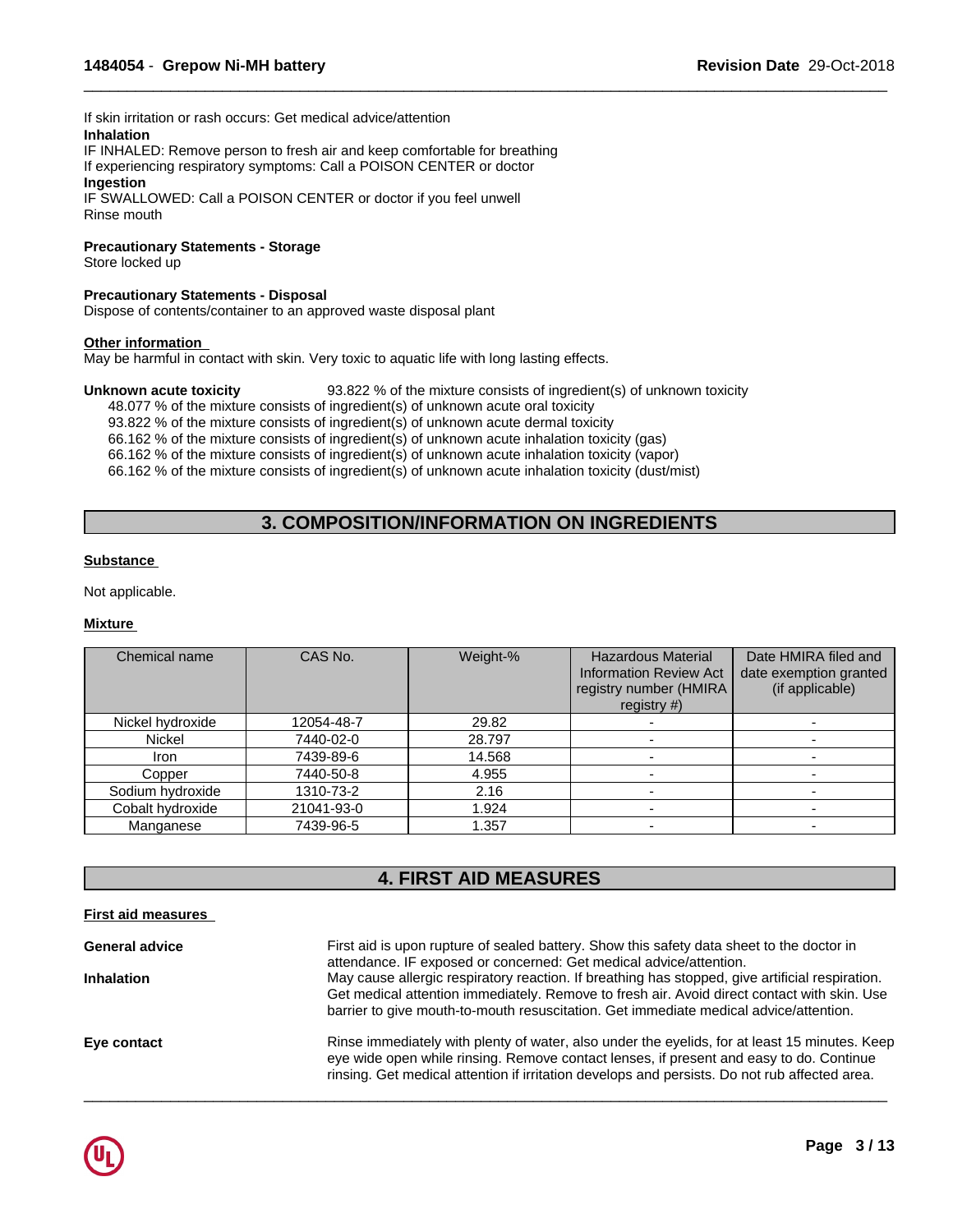If skin irritation or rash occurs: Get medical advice/attention

**Inhalation**

IF INHALED: Remove person to fresh air and keep comfortable for breathing
If experiencing respiratory symptoms: Call a POISON CENTER or doctor

**Ingestion**

IF SWALLOWED: Call a POISON CENTER or doctor if you feel unwell
Rinse mouth

**Precautionary Statements - Storage**

Store locked up

**Precautionary Statements - Disposal**

Dispose of contents/container to an approved waste disposal plant

**Other information**

May be harmful in contact with skin. Very toxic to aquatic life with long lasting effects.

**Unknown acute toxicity** 93.822 % of the mixture consists of ingredient(s) of unknown toxicity

48.077 % of the mixture consists of ingredient(s) of unknown acute oral toxicity
93.822 % of the mixture consists of ingredient(s) of unknown acute dermal toxicity
66.162 % of the mixture consists of ingredient(s) of unknown acute inhalation toxicity (gas)
66.162 % of the mixture consists of ingredient(s) of unknown acute inhalation toxicity (vapor)
66.162 % of the mixture consists of ingredient(s) of unknown acute inhalation toxicity (dust/mist)

## 3. COMPOSITION/INFORMATION ON INGREDIENTS

**Substance**

Not applicable.

**Mixture**

| Chemical name | CAS No. | Weight-% | Hazardous Material Information Review Act registry number (HMIRA registry #) | Date HMIRA filed and date exemption granted (if applicable) |
|---|---|---|---|---|
| Nickel hydroxide | 12054-48-7 | 29.82 | - | - |
| Nickel | 7440-02-0 | 28.797 | - | - |
| Iron | 7439-89-6 | 14.568 | - | - |
| Copper | 7440-50-8 | 4.955 | - | - |
| Sodium hydroxide | 1310-73-2 | 2.16 | - | - |
| Cobalt hydroxide | 21041-93-0 | 1.924 | - | - |
| Manganese | 7439-96-5 | 1.357 | - | - |

## 4. FIRST AID MEASURES

**First aid measures**

**General advice** First aid is upon rupture of sealed battery. Show this safety data sheet to the doctor in attendance. IF exposed or concerned: Get medical advice/attention.

**Inhalation** May cause allergic respiratory reaction. If breathing has stopped, give artificial respiration. Get medical attention immediately. Remove to fresh air. Avoid direct contact with skin. Use barrier to give mouth-to-mouth resuscitation. Get immediate medical advice/attention.

**Eye contact** Rinse immediately with plenty of water, also under the eyelids, for at least 15 minutes. Keep eye wide open while rinsing. Remove contact lenses, if present and easy to do. Continue rinsing. Get medical attention if irritation develops and persists. Do not rub affected area.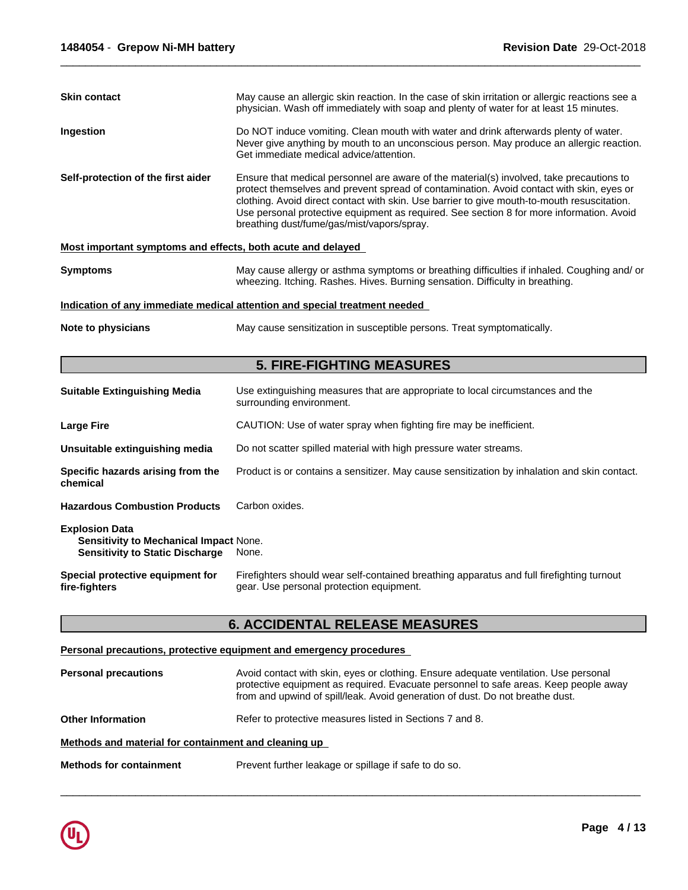**Skin contact** May cause an allergic skin reaction. In the case of skin irritation or allergic reactions see a physician. Wash off immediately with soap and plenty of water for at least 15 minutes.

**Ingestion** Do NOT induce vomiting. Clean mouth with water and drink afterwards plenty of water. Never give anything by mouth to an unconscious person. May produce an allergic reaction. Get immediate medical advice/attention.

**Self-protection of the first aider** Ensure that medical personnel are aware of the material(s) involved, take precautions to protect themselves and prevent spread of contamination. Avoid contact with skin, eyes or clothing. Avoid direct contact with skin. Use barrier to give mouth-to-mouth resuscitation. Use personal protective equipment as required. See section 8 for more information. Avoid breathing dust/fume/gas/mist/vapors/spray.

**Most important symptoms and effects, both acute and delayed**

**Symptoms** May cause allergy or asthma symptoms or breathing difficulties if inhaled. Coughing and/ or wheezing. Itching. Rashes. Hives. Burning sensation. Difficulty in breathing.

**Indication of any immediate medical attention and special treatment needed**

**Note to physicians** May cause sensitization in susceptible persons. Treat symptomatically.

## 5. FIRE-FIGHTING MEASURES

**Suitable Extinguishing Media** Use extinguishing measures that are appropriate to local circumstances and the surrounding environment.

**Large Fire** CAUTION: Use of water spray when fighting fire may be inefficient.

**Unsuitable extinguishing media** Do not scatter spilled material with high pressure water streams.

**Specific hazards arising from the chemical** Product is or contains a sensitizer. May cause sensitization by inhalation and skin contact.

**Hazardous Combustion Products** Carbon oxides.

**Explosion Data**

**Sensitivity to Mechanical Impact** None.

**Sensitivity to Static Discharge** None.

**Special protective equipment for fire-fighters** Firefighters should wear self-contained breathing apparatus and full firefighting turnout gear. Use personal protection equipment.

## 6. ACCIDENTAL RELEASE MEASURES

**Personal precautions, protective equipment and emergency procedures**

**Personal precautions** Avoid contact with skin, eyes or clothing. Ensure adequate ventilation. Use personal protective equipment as required. Evacuate personnel to safe areas. Keep people away from and upwind of spill/leak. Avoid generation of dust. Do not breathe dust.

**Other Information** Refer to protective measures listed in Sections 7 and 8.

**Methods and material for containment and cleaning up**

**Methods for containment** Prevent further leakage or spillage if safe to do so.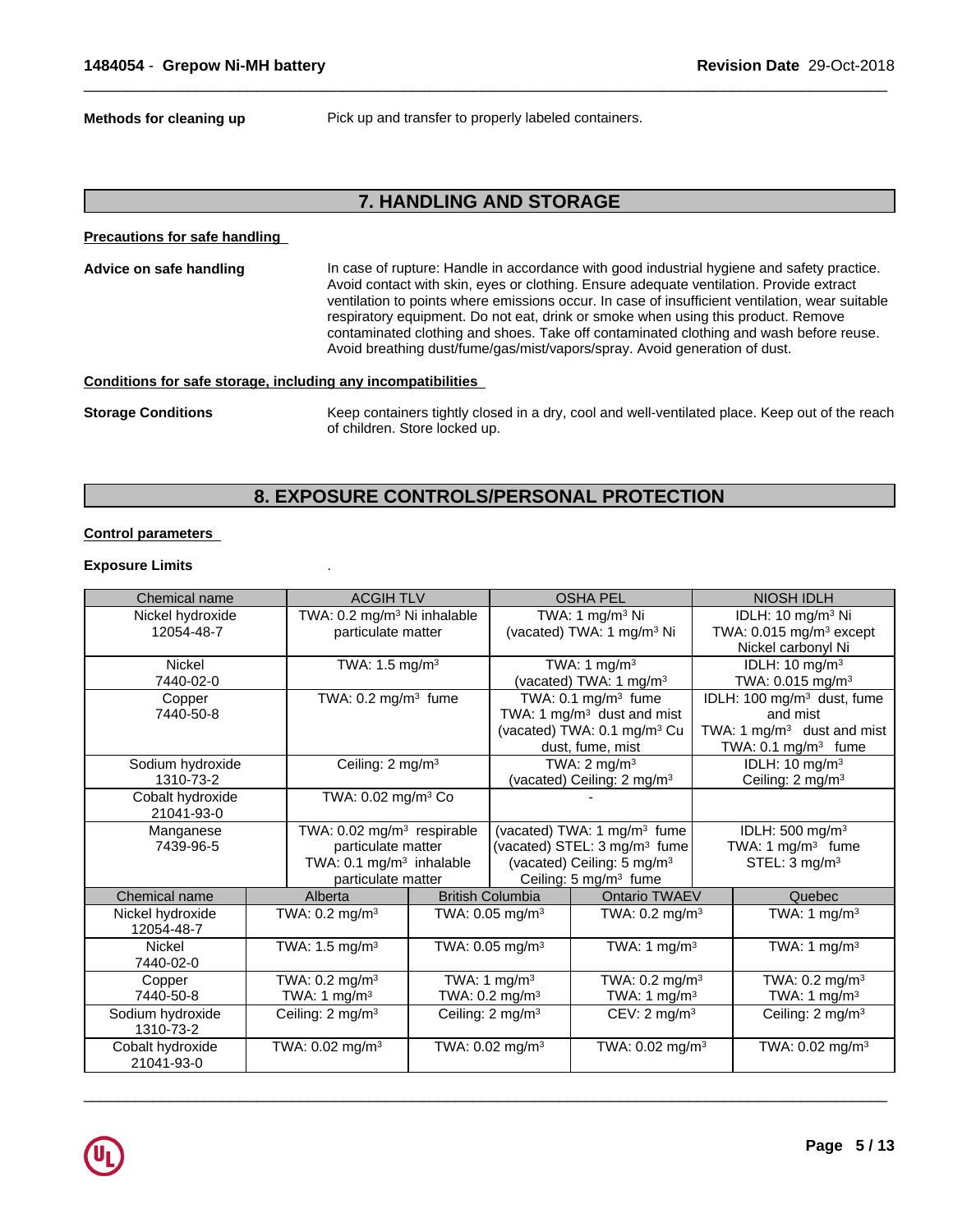**Methods for cleaning up** Pick up and transfer to properly labeled containers.

## 7. HANDLING AND STORAGE

**Precautions for safe handling**

**Advice on safe handling** In case of rupture: Handle in accordance with good industrial hygiene and safety practice. Avoid contact with skin, eyes or clothing. Ensure adequate ventilation. Provide extract ventilation to points where emissions occur. In case of insufficient ventilation, wear suitable respiratory equipment. Do not eat, drink or smoke when using this product. Remove contaminated clothing and shoes. Take off contaminated clothing and wash before reuse. Avoid breathing dust/fume/gas/mist/vapors/spray. Avoid generation of dust.

**Conditions for safe storage, including any incompatibilities**

**Storage Conditions** Keep containers tightly closed in a dry, cool and well-ventilated place. Keep out of the reach of children. Store locked up.

## 8. EXPOSURE CONTROLS/PERSONAL PROTECTION

**Control parameters**

**Exposure Limits** .

| Chemical name | ACGIH TLV | OSHA PEL | NIOSH IDLH |
|---|---|---|---|
| Nickel hydroxide 12054-48-7 | TWA: 0.2 mg/m³ Ni inhalable particulate matter | TWA: 1 mg/m³ Ni (vacated) TWA: 1 mg/m³ Ni | IDLH: 10 mg/m³ Ni TWA: 0.015 mg/m³ except Nickel carbonyl Ni |
| Nickel 7440-02-0 | TWA: 1.5 mg/m³ | TWA: 1 mg/m³ (vacated) TWA: 1 mg/m³ | IDLH: 10 mg/m³ TWA: 0.015 mg/m³ |
| Copper 7440-50-8 | TWA: 0.2 mg/m³ fume | TWA: 0.1 mg/m³ fume TWA: 1 mg/m³ dust and mist (vacated) TWA: 0.1 mg/m³ Cu dust, fume, mist | IDLH: 100 mg/m³ dust, fume and mist TWA: 1 mg/m³ dust and mist TWA: 0.1 mg/m³ fume |
| Sodium hydroxide 1310-73-2 | Ceiling: 2 mg/m³ | TWA: 2 mg/m³ (vacated) Ceiling: 2 mg/m³ | IDLH: 10 mg/m³ Ceiling: 2 mg/m³ |
| Cobalt hydroxide 21041-93-0 | TWA: 0.02 mg/m³ Co | - | |
| Manganese 7439-96-5 | TWA: 0.02 mg/m³ respirable particulate matter TWA: 0.1 mg/m³ inhalable particulate matter | (vacated) TWA: 1 mg/m³ fume (vacated) STEL: 3 mg/m³ fume (vacated) Ceiling: 5 mg/m³ Ceiling: 5 mg/m³ fume | IDLH: 500 mg/m³ TWA: 1 mg/m³ fume STEL: 3 mg/m³ |

| Chemical name | Alberta | British Columbia | Ontario TWAEV | Quebec |
|---|---|---|---|---|
| Nickel hydroxide 12054-48-7 | TWA: 0.2 mg/m³ | TWA: 0.05 mg/m³ | TWA: 0.2 mg/m³ | TWA: 1 mg/m³ |
| Nickel 7440-02-0 | TWA: 1.5 mg/m³ | TWA: 0.05 mg/m³ | TWA: 1 mg/m³ | TWA: 1 mg/m³ |
| Copper 7440-50-8 | TWA: 0.2 mg/m³ TWA: 1 mg/m³ | TWA: 1 mg/m³ TWA: 0.2 mg/m³ | TWA: 0.2 mg/m³ TWA: 1 mg/m³ | TWA: 0.2 mg/m³ TWA: 1 mg/m³ |
| Sodium hydroxide 1310-73-2 | Ceiling: 2 mg/m³ | Ceiling: 2 mg/m³ | CEV: 2 mg/m³ | Ceiling: 2 mg/m³ |
| Cobalt hydroxide 21041-93-0 | TWA: 0.02 mg/m³ | TWA: 0.02 mg/m³ | TWA: 0.02 mg/m³ | TWA: 0.02 mg/m³ |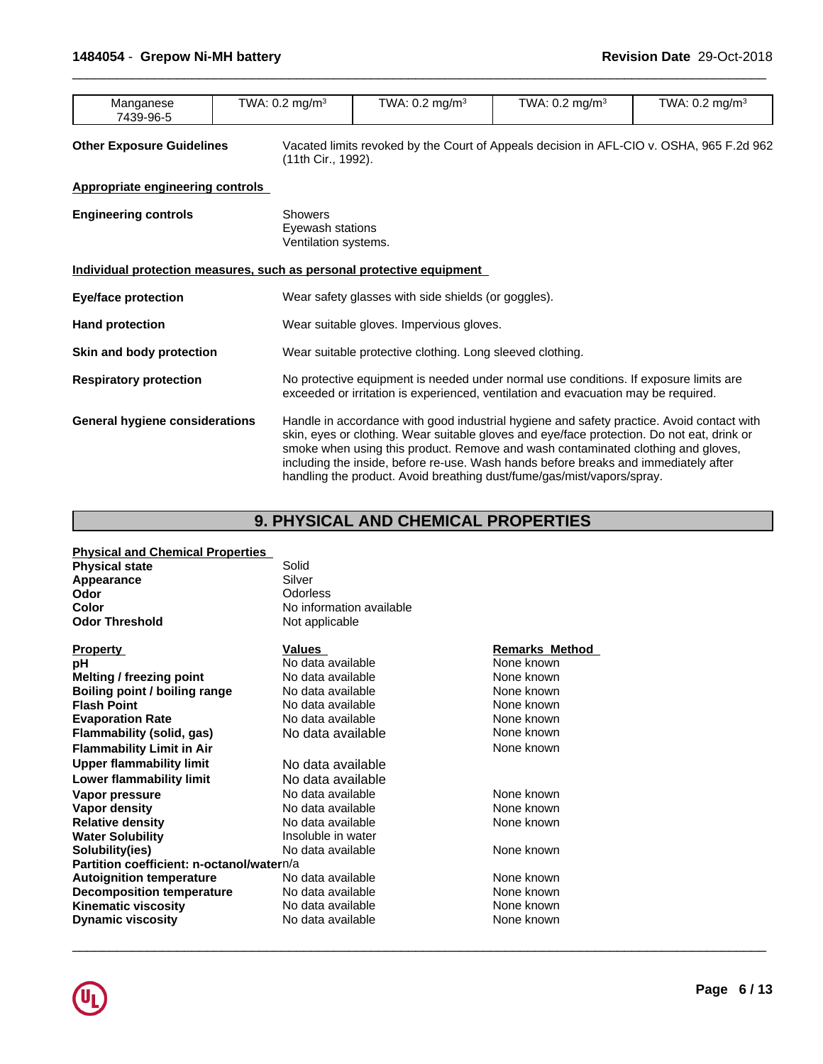| Manganese 7439-96-5 | TWA: 0.2 mg/m³ | TWA: 0.2 mg/m³ | TWA: 0.2 mg/m³ | TWA: 0.2 mg/m³ |
|---|---|---|---|---|

**Other Exposure Guidelines** Vacated limits revoked by the Court of Appeals decision in AFL-CIO v. OSHA, 965 F.2d 962 (11th Cir., 1992).

**Appropriate engineering controls**

**Engineering controls**
Showers
Eyewash stations
Ventilation systems.

**Individual protection measures, such as personal protective equipment**

**Eye/face protection** Wear safety glasses with side shields (or goggles).

**Hand protection** Wear suitable gloves. Impervious gloves.

**Skin and body protection** Wear suitable protective clothing. Long sleeved clothing.

**Respiratory protection** No protective equipment is needed under normal use conditions. If exposure limits are exceeded or irritation is experienced, ventilation and evacuation may be required.

**General hygiene considerations** Handle in accordance with good industrial hygiene and safety practice. Avoid contact with skin, eyes or clothing. Wear suitable gloves and eye/face protection. Do not eat, drink or smoke when using this product. Remove and wash contaminated clothing and gloves, including the inside, before re-use. Wash hands before breaks and immediately after handling the product. Avoid breathing dust/fume/gas/mist/vapors/spray.

## 9. PHYSICAL AND CHEMICAL PROPERTIES

**Physical and Chemical Properties**

**Physical state** Solid
**Appearance** Silver
**Odor** Odorless
**Color** No information available
**Odor Threshold** Not applicable

| **Property** | **Values** | **Remarks Method** |
|---|---|---|
| **pH** | No data available | None known |
| **Melting / freezing point** | No data available | None known |
| **Boiling point / boiling range** | No data available | None known |
| **Flash Point** | No data available | None known |
| **Evaporation Rate** | No data available | None known |
| **Flammability (solid, gas)** | No data available | None known |
| **Flammability Limit in Air** | | None known |
| **Upper flammability limit** | No data available | |
| **Lower flammability limit** | No data available | |
| **Vapor pressure** | No data available | None known |
| **Vapor density** | No data available | None known |
| **Relative density** | No data available | None known |
| **Water Solubility** | Insoluble in water | |
| **Solubility(ies)** | No data available | None known |
| **Partition coefficient: n-octanol/water** | n/a | |
| **Autoignition temperature** | No data available | None known |
| **Decomposition temperature** | No data available | None known |
| **Kinematic viscosity** | No data available | None known |
| **Dynamic viscosity** | No data available | None known |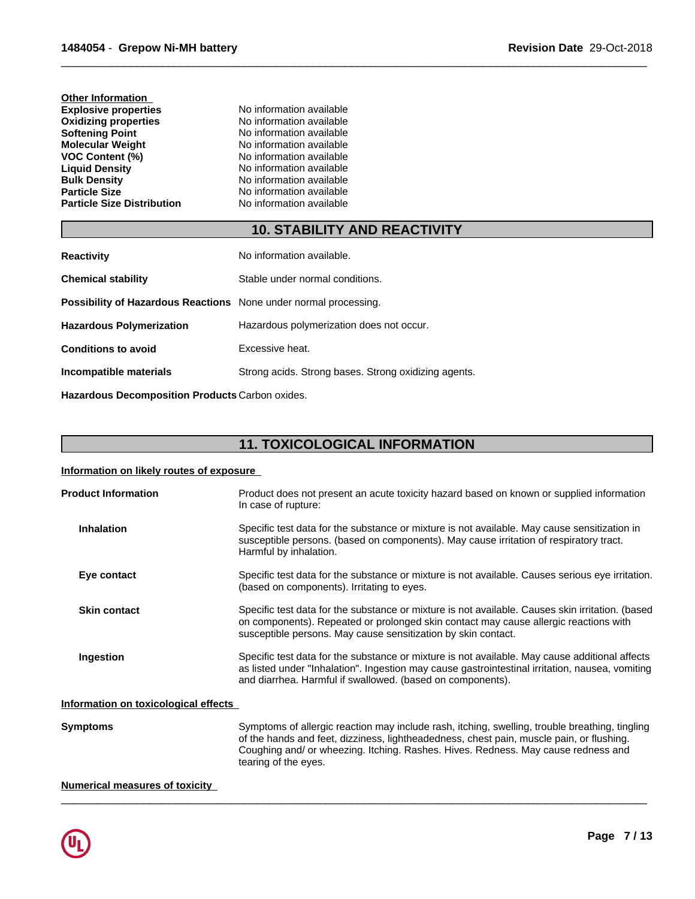**Other Information**

| | |
|---|---|
| **Explosive properties** | No information available |
| **Oxidizing properties** | No information available |
| **Softening Point** | No information available |
| **Molecular Weight** | No information available |
| **VOC Content (%)** | No information available |
| **Liquid Density** | No information available |
| **Bulk Density** | No information available |
| **Particle Size** | No information available |
| **Particle Size Distribution** | No information available |

## 10. STABILITY AND REACTIVITY

**Reactivity** No information available.

**Chemical stability** Stable under normal conditions.

**Possibility of Hazardous Reactions** None under normal processing.

**Hazardous Polymerization** Hazardous polymerization does not occur.

**Conditions to avoid** Excessive heat.

**Incompatible materials** Strong acids. Strong bases. Strong oxidizing agents.

**Hazardous Decomposition Products** Carbon oxides.

## 11. TOXICOLOGICAL INFORMATION

**Information on likely routes of exposure**

**Product Information** Product does not present an acute toxicity hazard based on known or supplied information In case of rupture:

**Inhalation** Specific test data for the substance or mixture is not available. May cause sensitization in susceptible persons. (based on components). May cause irritation of respiratory tract. Harmful by inhalation.

**Eye contact** Specific test data for the substance or mixture is not available. Causes serious eye irritation. (based on components). Irritating to eyes.

**Skin contact** Specific test data for the substance or mixture is not available. Causes skin irritation. (based on components). Repeated or prolonged skin contact may cause allergic reactions with susceptible persons. May cause sensitization by skin contact.

**Ingestion** Specific test data for the substance or mixture is not available. May cause additional affects as listed under "Inhalation". Ingestion may cause gastrointestinal irritation, nausea, vomiting and diarrhea. Harmful if swallowed. (based on components).

**Information on toxicological effects**

**Symptoms** Symptoms of allergic reaction may include rash, itching, swelling, trouble breathing, tingling of the hands and feet, dizziness, lightheadedness, chest pain, muscle pain, or flushing. Coughing and/ or wheezing. Itching. Rashes. Hives. Redness. May cause redness and tearing of the eyes.

**Numerical measures of toxicity**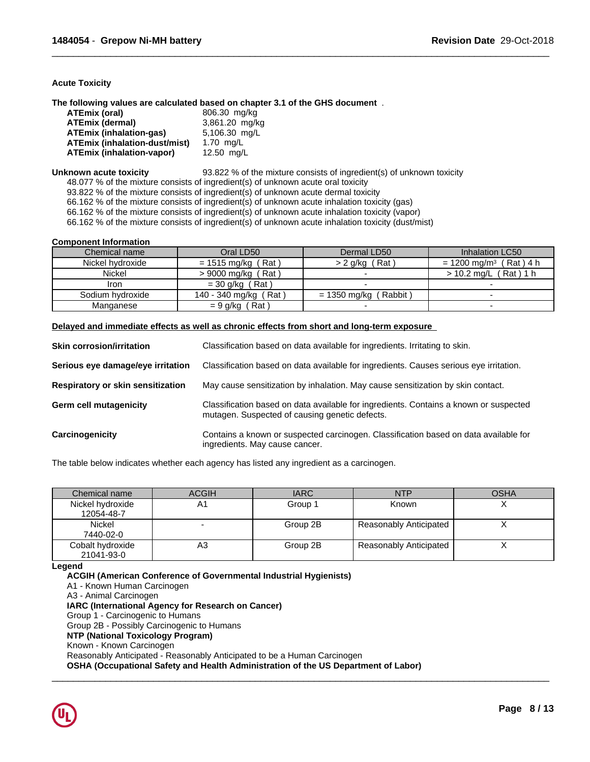### Acute Toxicity

**The following values are calculated based on chapter 3.1 of the GHS document** .

| | |
|---|---|
| **ATEmix (oral)** | 806.30 mg/kg |
| **ATEmix (dermal)** | 3,861.20 mg/kg |
| **ATEmix (inhalation-gas)** | 5,106.30 mg/L |
| **ATEmix (inhalation-dust/mist)** | 1.70 mg/L |
| **ATEmix (inhalation-vapor)** | 12.50 mg/L |

**Unknown acute toxicity** 93.822 % of the mixture consists of ingredient(s) of unknown toxicity

48.077 % of the mixture consists of ingredient(s) of unknown acute oral toxicity
93.822 % of the mixture consists of ingredient(s) of unknown acute dermal toxicity
66.162 % of the mixture consists of ingredient(s) of unknown acute inhalation toxicity (gas)
66.162 % of the mixture consists of ingredient(s) of unknown acute inhalation toxicity (vapor)
66.162 % of the mixture consists of ingredient(s) of unknown acute inhalation toxicity (dust/mist)

**Component Information**

| Chemical name | Oral LD50 | Dermal LD50 | Inhalation LC50 |
|---|---|---|---|
| Nickel hydroxide | = 1515 mg/kg ( Rat ) | > 2 g/kg ( Rat ) | = 1200 mg/m³ ( Rat ) 4 h |
| Nickel | > 9000 mg/kg ( Rat ) | - | > 10.2 mg/L ( Rat ) 1 h |
| Iron | = 30 g/kg ( Rat ) | - | - |
| Sodium hydroxide | 140 - 340 mg/kg ( Rat ) | = 1350 mg/kg ( Rabbit ) | - |
| Manganese | = 9 g/kg ( Rat ) | - | - |

**Delayed and immediate effects as well as chronic effects from short and long-term exposure**

**Skin corrosion/irritation** Classification based on data available for ingredients. Irritating to skin.

**Serious eye damage/eye irritation** Classification based on data available for ingredients. Causes serious eye irritation.

**Respiratory or skin sensitization** May cause sensitization by inhalation. May cause sensitization by skin contact.

**Germ cell mutagenicity** Classification based on data available for ingredients. Contains a known or suspected mutagen. Suspected of causing genetic defects.

**Carcinogenicity** Contains a known or suspected carcinogen. Classification based on data available for ingredients. May cause cancer.

The table below indicates whether each agency has listed any ingredient as a carcinogen.

| Chemical name | ACGIH | IARC | NTP | OSHA |
|---|---|---|---|---|
| Nickel hydroxide 12054-48-7 | A1 | Group 1 | Known | X |
| Nickel 7440-02-0 | - | Group 2B | Reasonably Anticipated | X |
| Cobalt hydroxide 21041-93-0 | A3 | Group 2B | Reasonably Anticipated | X |

**Legend**

**ACGIH (American Conference of Governmental Industrial Hygienists)**
A1 - Known Human Carcinogen
A3 - Animal Carcinogen
**IARC (International Agency for Research on Cancer)**
Group 1 - Carcinogenic to Humans
Group 2B - Possibly Carcinogenic to Humans
**NTP (National Toxicology Program)**
Known - Known Carcinogen
Reasonably Anticipated - Reasonably Anticipated to be a Human Carcinogen
**OSHA (Occupational Safety and Health Administration of the US Department of Labor)**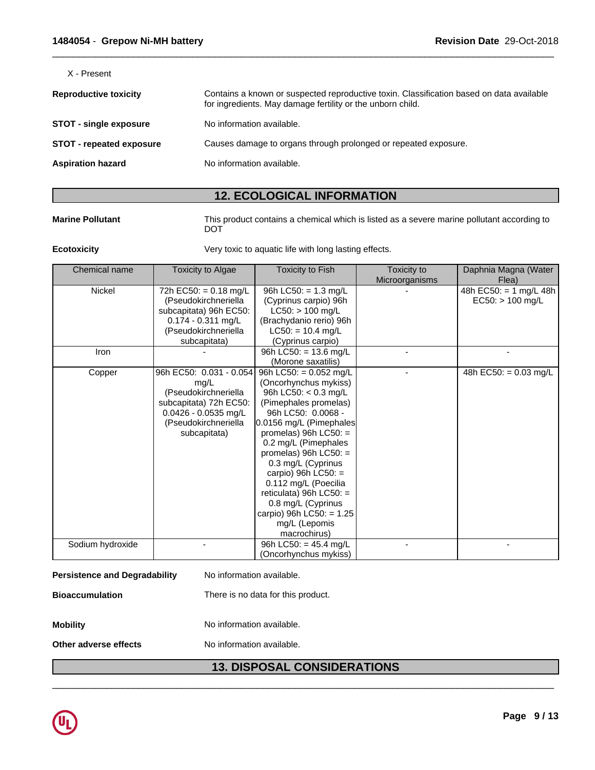X - Present

**Reproductive toxicity** Contains a known or suspected reproductive toxin. Classification based on data available for ingredients. May damage fertility or the unborn child.

**STOT - single exposure** No information available.

**STOT - repeated exposure** Causes damage to organs through prolonged or repeated exposure.

**Aspiration hazard** No information available.

## 12. ECOLOGICAL INFORMATION

**Marine Pollutant** This product contains a chemical which is listed as a severe marine pollutant according to DOT

**Ecotoxicity** Very toxic to aquatic life with long lasting effects.

| Chemical name | Toxicity to Algae | Toxicity to Fish | Toxicity to Microorganisms | Daphnia Magna (Water Flea) |
|---|---|---|---|---|
| Nickel | 72h EC50: = 0.18 mg/L (Pseudokirchneriella subcapitata) 96h EC50: 0.174 - 0.311 mg/L (Pseudokirchneriella subcapitata) | 96h LC50: = 1.3 mg/L (Cyprinus carpio) 96h LC50: > 100 mg/L (Brachydanio rerio) 96h LC50: = 10.4 mg/L (Cyprinus carpio) | - | 48h EC50: = 1 mg/L 48h EC50: > 100 mg/L |
| Iron | - | 96h LC50: = 13.6 mg/L (Morone saxatilis) | - | - |
| Copper | 96h EC50: 0.031 - 0.054 mg/L (Pseudokirchneriella subcapitata) 72h EC50: 0.0426 - 0.0535 mg/L (Pseudokirchneriella subcapitata) | 96h LC50: = 0.052 mg/L (Oncorhynchus mykiss) 96h LC50: < 0.3 mg/L (Pimephales promelas) 96h LC50: 0.0068 - 0.0156 mg/L (Pimephales promelas) 96h LC50: = 0.2 mg/L (Pimephales promelas) 96h LC50: = 0.3 mg/L (Cyprinus carpio) 96h LC50: = 0.112 mg/L (Poecilia reticulata) 96h LC50: = 0.8 mg/L (Cyprinus carpio) 96h LC50: = 1.25 mg/L (Lepomis macrochirus) | - | 48h EC50: = 0.03 mg/L |
| Sodium hydroxide | - | 96h LC50: = 45.4 mg/L (Oncorhynchus mykiss) | - | - |

**Persistence and Degradability** No information available.

**Bioaccumulation** There is no data for this product.

**Mobility** No information available.

**Other adverse effects** No information available.

## 13. DISPOSAL CONSIDERATIONS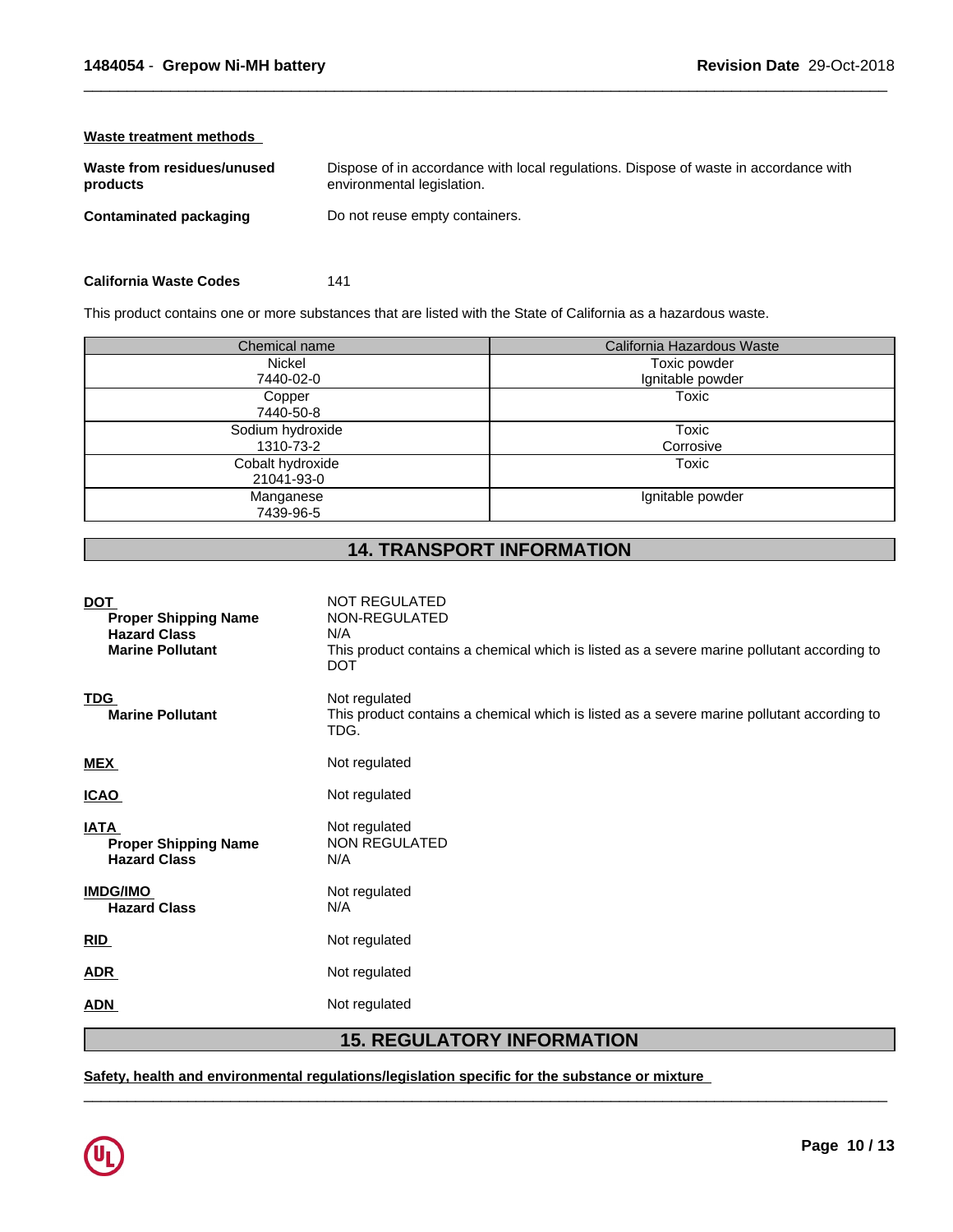### Waste treatment methods

**Waste from residues/unused products** Dispose of in accordance with local regulations. Dispose of waste in accordance with environmental legislation.

**Contaminated packaging** Do not reuse empty containers.

**California Waste Codes** 141

This product contains one or more substances that are listed with the State of California as a hazardous waste.

| Chemical name | California Hazardous Waste |
|---|---|
| Nickel<br>7440-02-0 | Toxic powder<br>Ignitable powder |
| Copper<br>7440-50-8 | Toxic |
| Sodium hydroxide<br>1310-73-2 | Toxic<br>Corrosive |
| Cobalt hydroxide<br>21041-93-0 | Toxic |
| Manganese<br>7439-96-5 | Ignitable powder |

## 14. TRANSPORT INFORMATION

**DOT** NOT REGULATED
- **Proper Shipping Name** NON-REGULATED
- **Hazard Class** N/A
- **Marine Pollutant** This product contains a chemical which is listed as a severe marine pollutant according to DOT

**TDG** Not regulated
- **Marine Pollutant** This product contains a chemical which is listed as a severe marine pollutant according to TDG.

**MEX** Not regulated

**ICAO** Not regulated

**IATA** Not regulated
- **Proper Shipping Name** NON REGULATED
- **Hazard Class** N/A

**IMDG/IMO** Not regulated
- **Hazard Class** N/A

**RID** Not regulated

**ADR** Not regulated

**ADN** Not regulated

## 15. REGULATORY INFORMATION

### Safety, health and environmental regulations/legislation specific for the substance or mixture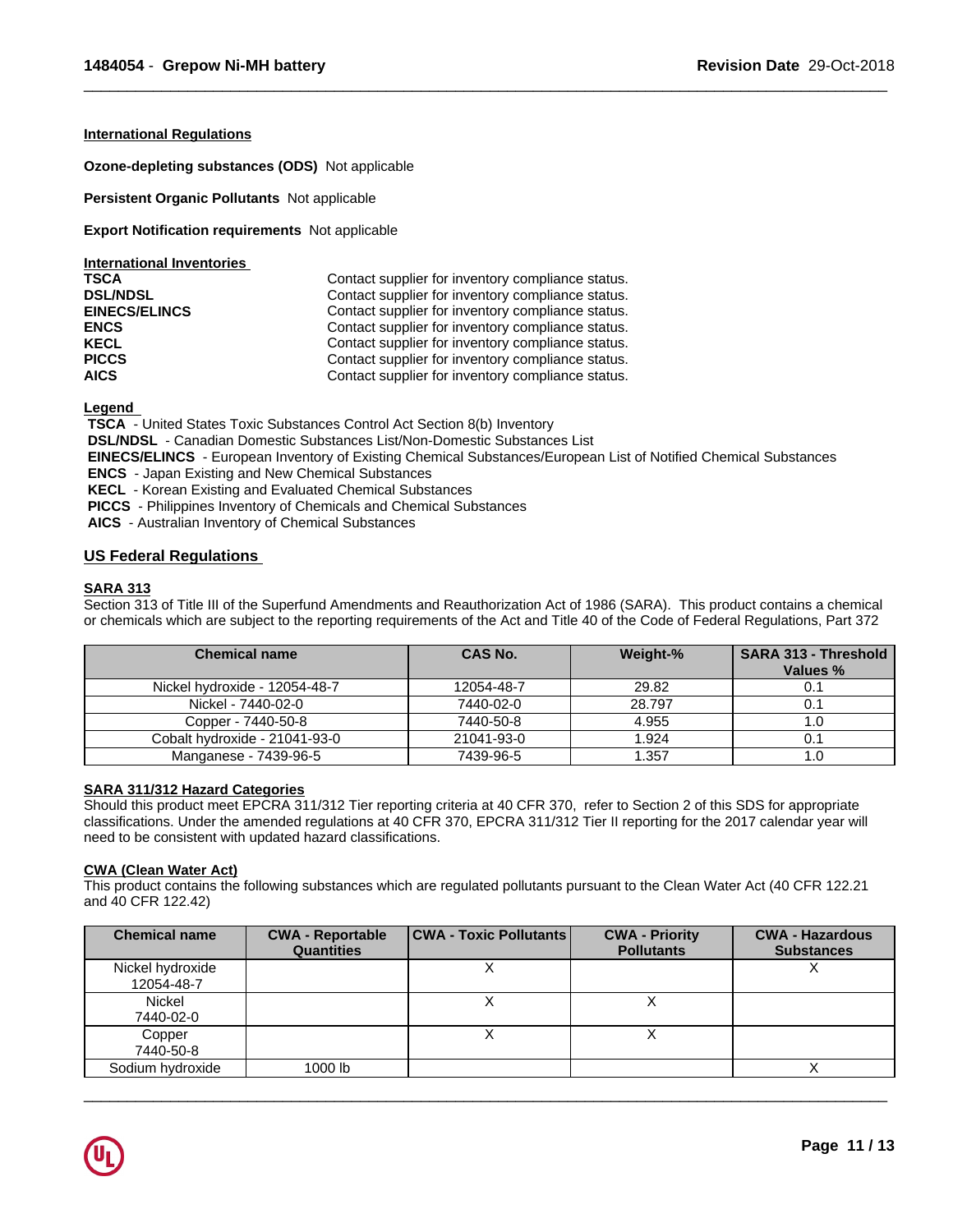## International Regulations

**Ozone-depleting substances (ODS)** Not applicable

**Persistent Organic Pollutants** Not applicable

**Export Notification requirements** Not applicable

### International Inventories

| | |
|---|---|
| **TSCA** | Contact supplier for inventory compliance status. |
| **DSL/NDSL** | Contact supplier for inventory compliance status. |
| **EINECS/ELINCS** | Contact supplier for inventory compliance status. |
| **ENCS** | Contact supplier for inventory compliance status. |
| **KECL** | Contact supplier for inventory compliance status. |
| **PICCS** | Contact supplier for inventory compliance status. |
| **AICS** | Contact supplier for inventory compliance status. |

### Legend

**TSCA** - United States Toxic Substances Control Act Section 8(b) Inventory
**DSL/NDSL** - Canadian Domestic Substances List/Non-Domestic Substances List
**EINECS/ELINCS** - European Inventory of Existing Chemical Substances/European List of Notified Chemical Substances
**ENCS** - Japan Existing and New Chemical Substances
**KECL** - Korean Existing and Evaluated Chemical Substances
**PICCS** - Philippines Inventory of Chemicals and Chemical Substances
**AICS** - Australian Inventory of Chemical Substances

## US Federal Regulations

### SARA 313

Section 313 of Title III of the Superfund Amendments and Reauthorization Act of 1986 (SARA). This product contains a chemical or chemicals which are subject to the reporting requirements of the Act and Title 40 of the Code of Federal Regulations, Part 372

| Chemical name | CAS No. | Weight-% | SARA 313 - Threshold Values % |
|---|---|---|---|
| Nickel hydroxide - 12054-48-7 | 12054-48-7 | 29.82 | 0.1 |
| Nickel - 7440-02-0 | 7440-02-0 | 28.797 | 0.1 |
| Copper - 7440-50-8 | 7440-50-8 | 4.955 | 1.0 |
| Cobalt hydroxide - 21041-93-0 | 21041-93-0 | 1.924 | 0.1 |
| Manganese - 7439-96-5 | 7439-96-5 | 1.357 | 1.0 |

### SARA 311/312 Hazard Categories

Should this product meet EPCRA 311/312 Tier reporting criteria at 40 CFR 370, refer to Section 2 of this SDS for appropriate classifications. Under the amended regulations at 40 CFR 370, EPCRA 311/312 Tier II reporting for the 2017 calendar year will need to be consistent with updated hazard classifications.

### CWA (Clean Water Act)

This product contains the following substances which are regulated pollutants pursuant to the Clean Water Act (40 CFR 122.21 and 40 CFR 122.42)

| Chemical name | CWA - Reportable Quantities | CWA - Toxic Pollutants | CWA - Priority Pollutants | CWA - Hazardous Substances |
|---|---|---|---|---|
| Nickel hydroxide 12054-48-7 | | X | | X |
| Nickel 7440-02-0 | | X | X | |
| Copper 7440-50-8 | | X | X | |
| Sodium hydroxide | 1000 lb | | | X |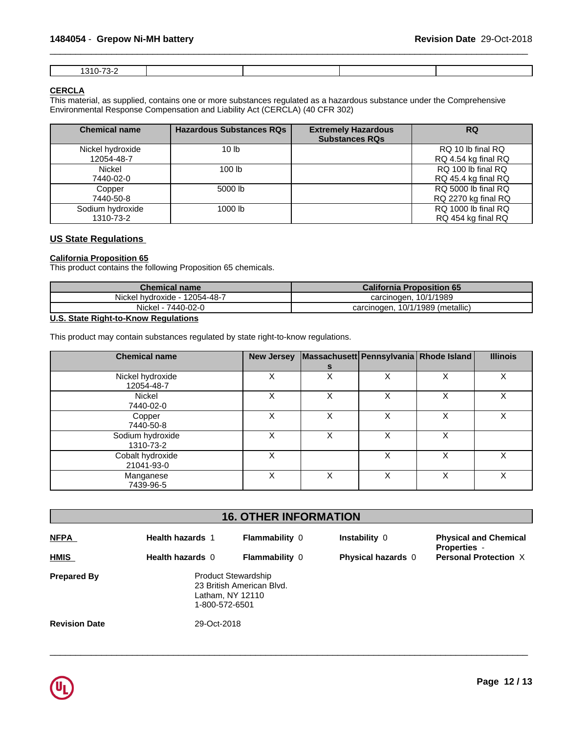| 1310-73-2 | | | | |
|---|---|---|---|---|

**CERCLA**

This material, as supplied, contains one or more substances regulated as a hazardous substance under the Comprehensive Environmental Response Compensation and Liability Act (CERCLA) (40 CFR 302)

| Chemical name | Hazardous Substances RQs | Extremely Hazardous Substances RQs | RQ |
|---|---|---|---|
| Nickel hydroxide 12054-48-7 | 10 lb | | RQ 10 lb final RQ RQ 4.54 kg final RQ |
| Nickel 7440-02-0 | 100 lb | | RQ 100 lb final RQ RQ 45.4 kg final RQ |
| Copper 7440-50-8 | 5000 lb | | RQ 5000 lb final RQ RQ 2270 kg final RQ |
| Sodium hydroxide 1310-73-2 | 1000 lb | | RQ 1000 lb final RQ RQ 454 kg final RQ |

## US State Regulations

**California Proposition 65**

This product contains the following Proposition 65 chemicals.

| Chemical name | California Proposition 65 |
|---|---|
| Nickel hydroxide - 12054-48-7 | carcinogen, 10/1/1989 |
| Nickel - 7440-02-0 | carcinogen, 10/1/1989 (metallic) |

**U.S. State Right-to-Know Regulations**

This product may contain substances regulated by state right-to-know regulations.

| Chemical name | New Jersey | Massachusetts | Pennsylvania | Rhode Island | Illinois |
|---|---|---|---|---|---|
| Nickel hydroxide 12054-48-7 | X | X | X | X | X |
| Nickel 7440-02-0 | X | X | X | X | X |
| Copper 7440-50-8 | X | X | X | X | X |
| Sodium hydroxide 1310-73-2 | X | X | X | X | |
| Cobalt hydroxide 21041-93-0 | X | | X | X | X |
| Manganese 7439-96-5 | X | X | X | X | X |

## 16. OTHER INFORMATION

| | | | | |
|---|---|---|---|---|
| **NFPA** | **Health hazards** 1 | **Flammability** 0 | **Instability** 0 | **Physical and Chemical Properties** - |
| **HMIS** | **Health hazards** 0 | **Flammability** 0 | **Physical hazards** 0 | **Personal Protection** X |

**Prepared By**

Product Stewardship
23 British American Blvd.
Latham, NY 12110
1-800-572-6501

**Revision Date** 29-Oct-2018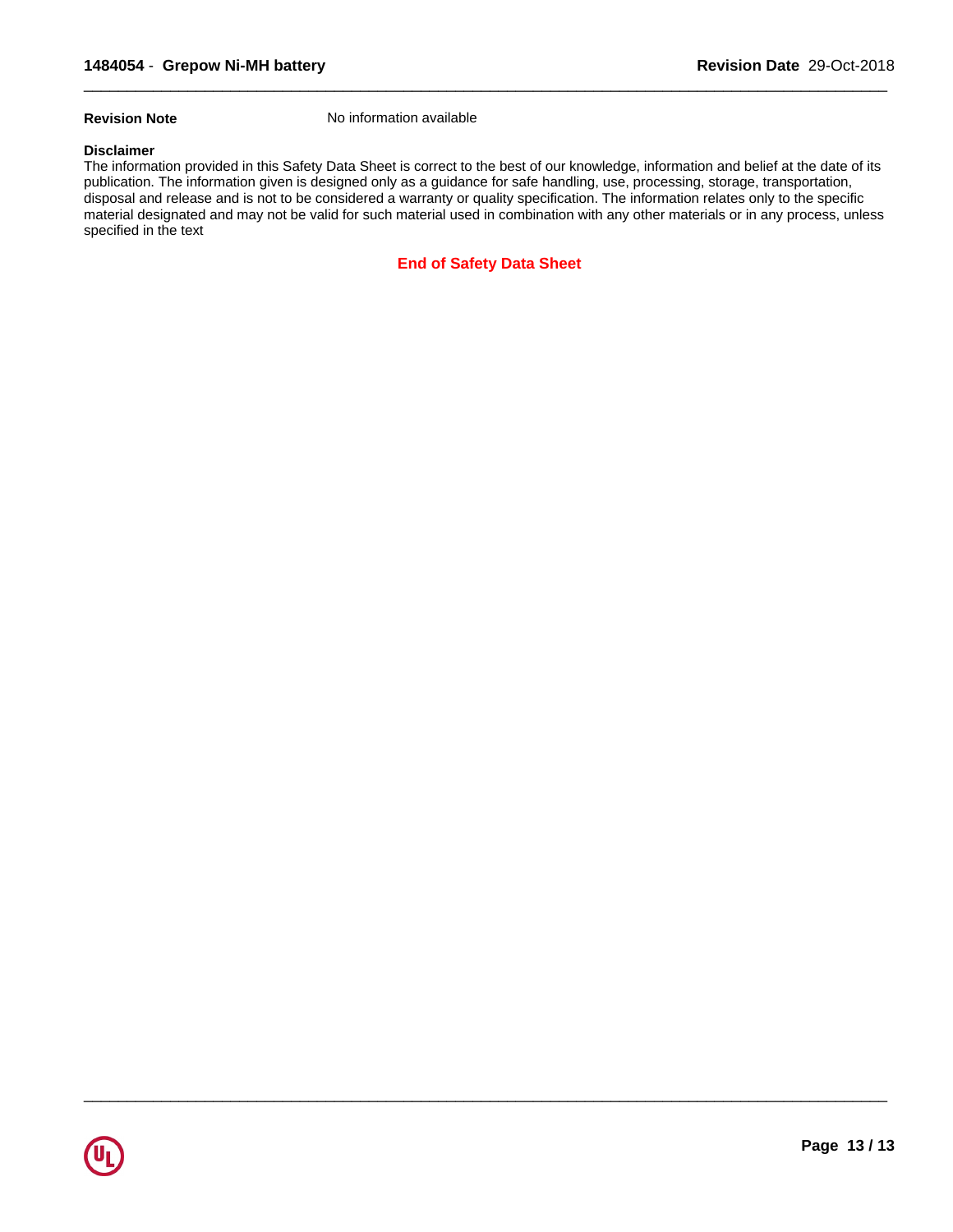**Revision Note** No information available

**Disclaimer**
The information provided in this Safety Data Sheet is correct to the best of our knowledge, information and belief at the date of its publication. The information given is designed only as a guidance for safe handling, use, processing, storage, transportation, disposal and release and is not to be considered a warranty or quality specification. The information relates only to the specific material designated and may not be valid for such material used in combination with any other materials or in any process, unless specified in the text

**End of Safety Data Sheet**